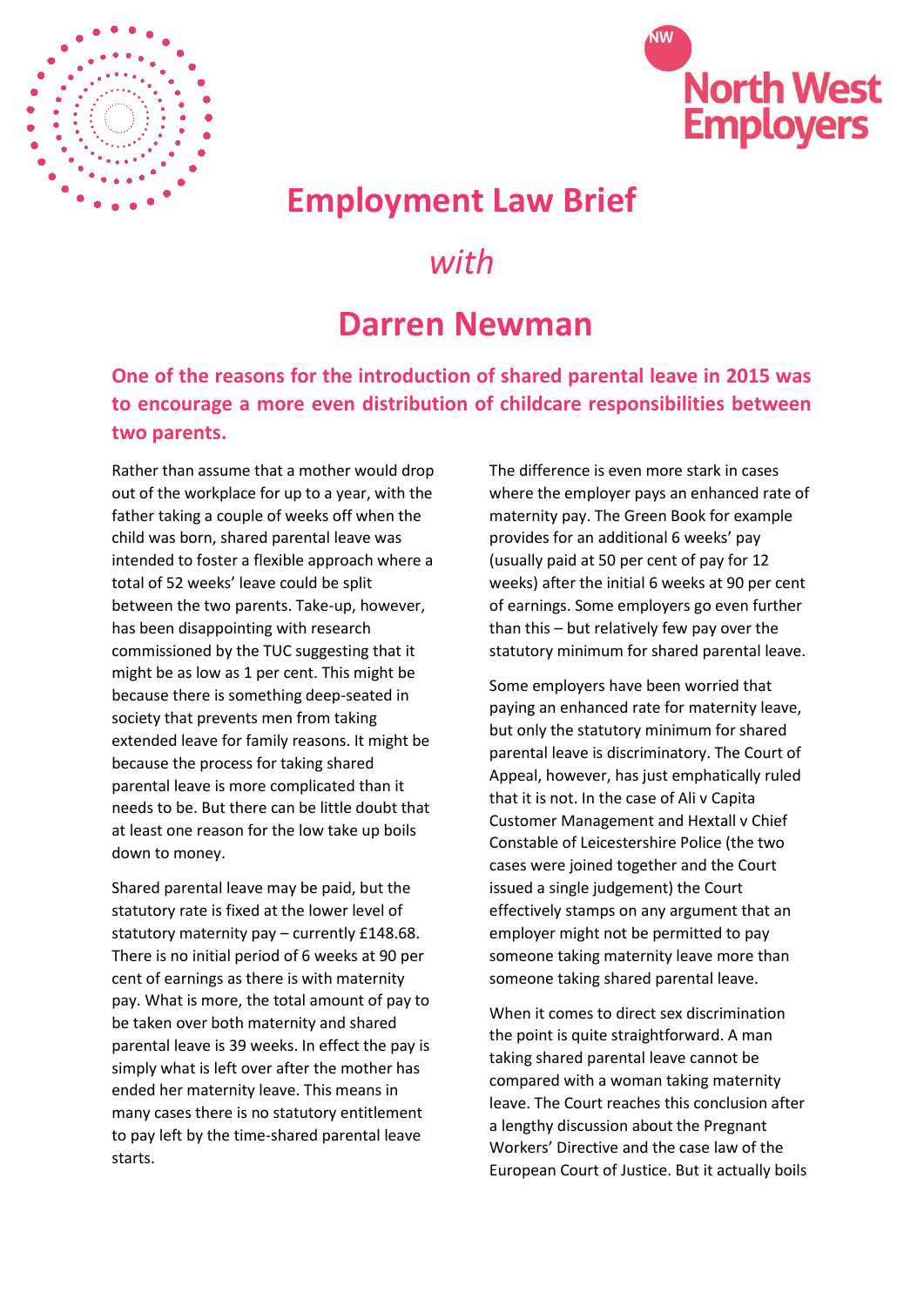North West Employers

# Employment Law Brief

*with*

# Darren Newman

## One of the reasons for the introduction of shared parental leave in 2015 was to encourage a more even distribution of childcare responsibilities between two parents.

Rather than assume that a mother would drop out of the workplace for up to a year, with the father taking a couple of weeks off when the child was born, shared parental leave was intended to foster a flexible approach where a total of 52 weeks' leave could be split between the two parents. Take-up, however, has been disappointing with research commissioned by the TUC suggesting that it might be as low as 1 per cent. This might be because there is something deep-seated in society that prevents men from taking extended leave for family reasons. It might be because the process for taking shared parental leave is more complicated than it needs to be. But there can be little doubt that at least one reason for the low take up boils down to money.

Shared parental leave may be paid, but the statutory rate is fixed at the lower level of statutory maternity pay – currently £148.68. There is no initial period of 6 weeks at 90 per cent of earnings as there is with maternity pay. What is more, the total amount of pay to be taken over both maternity and shared parental leave is 39 weeks. In effect the pay is simply what is left over after the mother has ended her maternity leave. This means in many cases there is no statutory entitlement to pay left by the time-shared parental leave starts.

The difference is even more stark in cases where the employer pays an enhanced rate of maternity pay. The Green Book for example provides for an additional 6 weeks' pay (usually paid at 50 per cent of pay for 12 weeks) after the initial 6 weeks at 90 per cent of earnings. Some employers go even further than this – but relatively few pay over the statutory minimum for shared parental leave.

Some employers have been worried that paying an enhanced rate for maternity leave, but only the statutory minimum for shared parental leave is discriminatory. The Court of Appeal, however, has just emphatically ruled that it is not. In the case of Ali v Capita Customer Management and Hextall v Chief Constable of Leicestershire Police (the two cases were joined together and the Court issued a single judgement) the Court effectively stamps on any argument that an employer might not be permitted to pay someone taking maternity leave more than someone taking shared parental leave.

When it comes to direct sex discrimination the point is quite straightforward. A man taking shared parental leave cannot be compared with a woman taking maternity leave. The Court reaches this conclusion after a lengthy discussion about the Pregnant Workers' Directive and the case law of the European Court of Justice. But it actually boils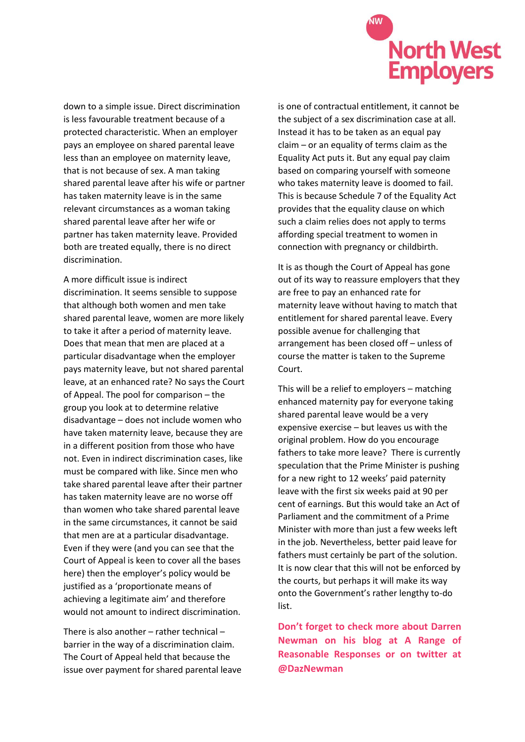down to a simple issue. Direct discrimination is less favourable treatment because of a protected characteristic. When an employer pays an employee on shared parental leave less than an employee on maternity leave, that is not because of sex. A man taking shared parental leave after his wife or partner has taken maternity leave is in the same relevant circumstances as a woman taking shared parental leave after her wife or partner has taken maternity leave. Provided both are treated equally, there is no direct discrimination.

A more difficult issue is indirect discrimination. It seems sensible to suppose that although both women and men take shared parental leave, women are more likely to take it after a period of maternity leave. Does that mean that men are placed at a particular disadvantage when the employer pays maternity leave, but not shared parental leave, at an enhanced rate? No says the Court of Appeal. The pool for comparison – the group you look at to determine relative disadvantage – does not include women who have taken maternity leave, because they are in a different position from those who have not. Even in indirect discrimination cases, like must be compared with like. Since men who take shared parental leave after their partner has taken maternity leave are no worse off than women who take shared parental leave in the same circumstances, it cannot be said that men are at a particular disadvantage. Even if they were (and you can see that the Court of Appeal is keen to cover all the bases here) then the employer's policy would be justified as a 'proportionate means of achieving a legitimate aim' and therefore would not amount to indirect discrimination.

There is also another – rather technical – barrier in the way of a discrimination claim. The Court of Appeal held that because the issue over payment for shared parental leave is one of contractual entitlement, it cannot be the subject of a sex discrimination case at all. Instead it has to be taken as an equal pay claim – or an equality of terms claim as the Equality Act puts it. But any equal pay claim based on comparing yourself with someone who takes maternity leave is doomed to fail. This is because Schedule 7 of the Equality Act provides that the equality clause on which such a claim relies does not apply to terms affording special treatment to women in connection with pregnancy or childbirth.

It is as though the Court of Appeal has gone out of its way to reassure employers that they are free to pay an enhanced rate for maternity leave without having to match that entitlement for shared parental leave. Every possible avenue for challenging that arrangement has been closed off – unless of course the matter is taken to the Supreme Court.

This will be a relief to employers – matching enhanced maternity pay for everyone taking shared parental leave would be a very expensive exercise – but leaves us with the original problem. How do you encourage fathers to take more leave? There is currently speculation that the Prime Minister is pushing for a new right to 12 weeks' paid paternity leave with the first six weeks paid at 90 per cent of earnings. But this would take an Act of Parliament and the commitment of a Prime Minister with more than just a few weeks left in the job. Nevertheless, better paid leave for fathers must certainly be part of the solution. It is now clear that this will not be enforced by the courts, but perhaps it will make its way onto the Government's rather lengthy to-do list.

**Don't forget to check more about Darren Newman on his blog at A Range of Reasonable Responses or on twitter at @DazNewman**